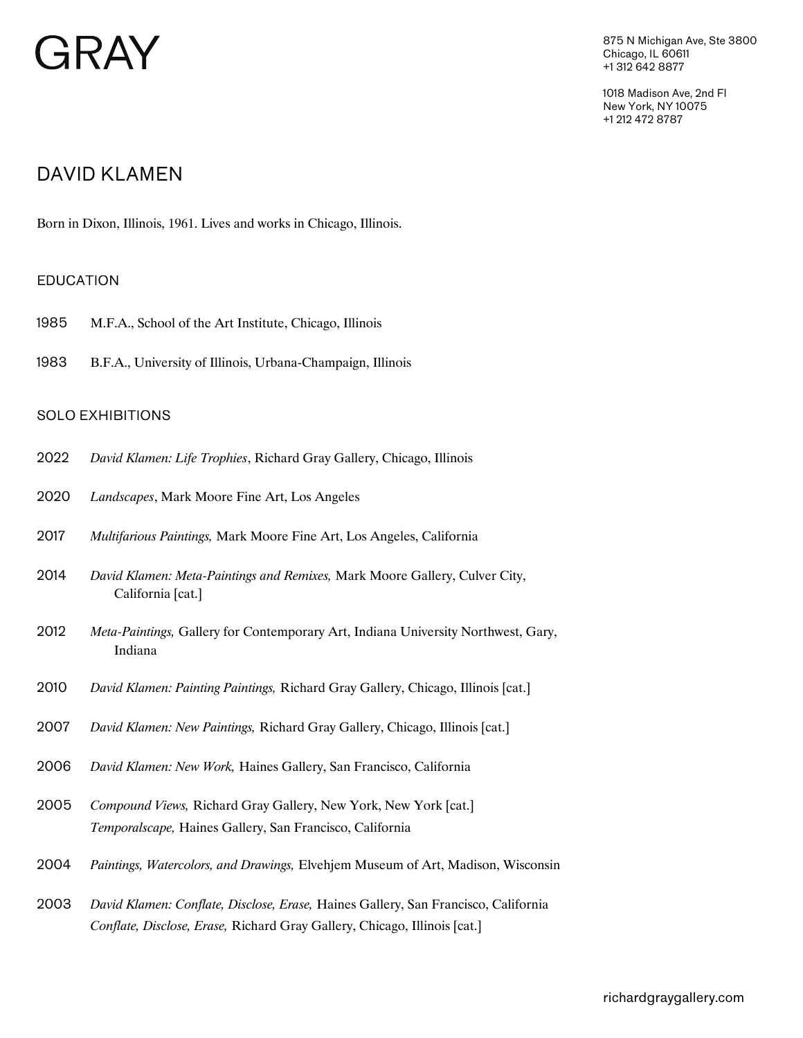# GRAY

875 N Michigan Ave, Ste 3800
Chicago, IL 60611
+1 312 642 8877

1018 Madison Ave, 2nd Fl
New York, NY 10075
+1 212 472 8787

## DAVID KLAMEN

Born in Dixon, Illinois, 1961. Lives and works in Chicago, Illinois.

### EDUCATION

1985 M.F.A., School of the Art Institute, Chicago, Illinois

1983 B.F.A., University of Illinois, Urbana-Champaign, Illinois

### SOLO EXHIBITIONS

2022 *David Klamen: Life Trophies*, Richard Gray Gallery, Chicago, Illinois

2020 *Landscapes*, Mark Moore Fine Art, Los Angeles

2017 *Multifarious Paintings,* Mark Moore Fine Art, Los Angeles, California

2014 *David Klamen: Meta-Paintings and Remixes,* Mark Moore Gallery, Culver City, California [cat.]

2012 *Meta-Paintings,* Gallery for Contemporary Art, Indiana University Northwest, Gary, Indiana

2010 *David Klamen: Painting Paintings,* Richard Gray Gallery, Chicago, Illinois [cat.]

2007 *David Klamen: New Paintings,* Richard Gray Gallery, Chicago, Illinois [cat.]

2006 *David Klamen: New Work,* Haines Gallery, San Francisco, California

2005 *Compound Views,* Richard Gray Gallery, New York, New York [cat.]
*Temporalscape,* Haines Gallery, San Francisco, California

2004 *Paintings, Watercolors, and Drawings,* Elvehjem Museum of Art, Madison, Wisconsin

2003 *David Klamen: Conflate, Disclose, Erase,* Haines Gallery, San Francisco, California
*Conflate, Disclose, Erase,* Richard Gray Gallery, Chicago, Illinois [cat.]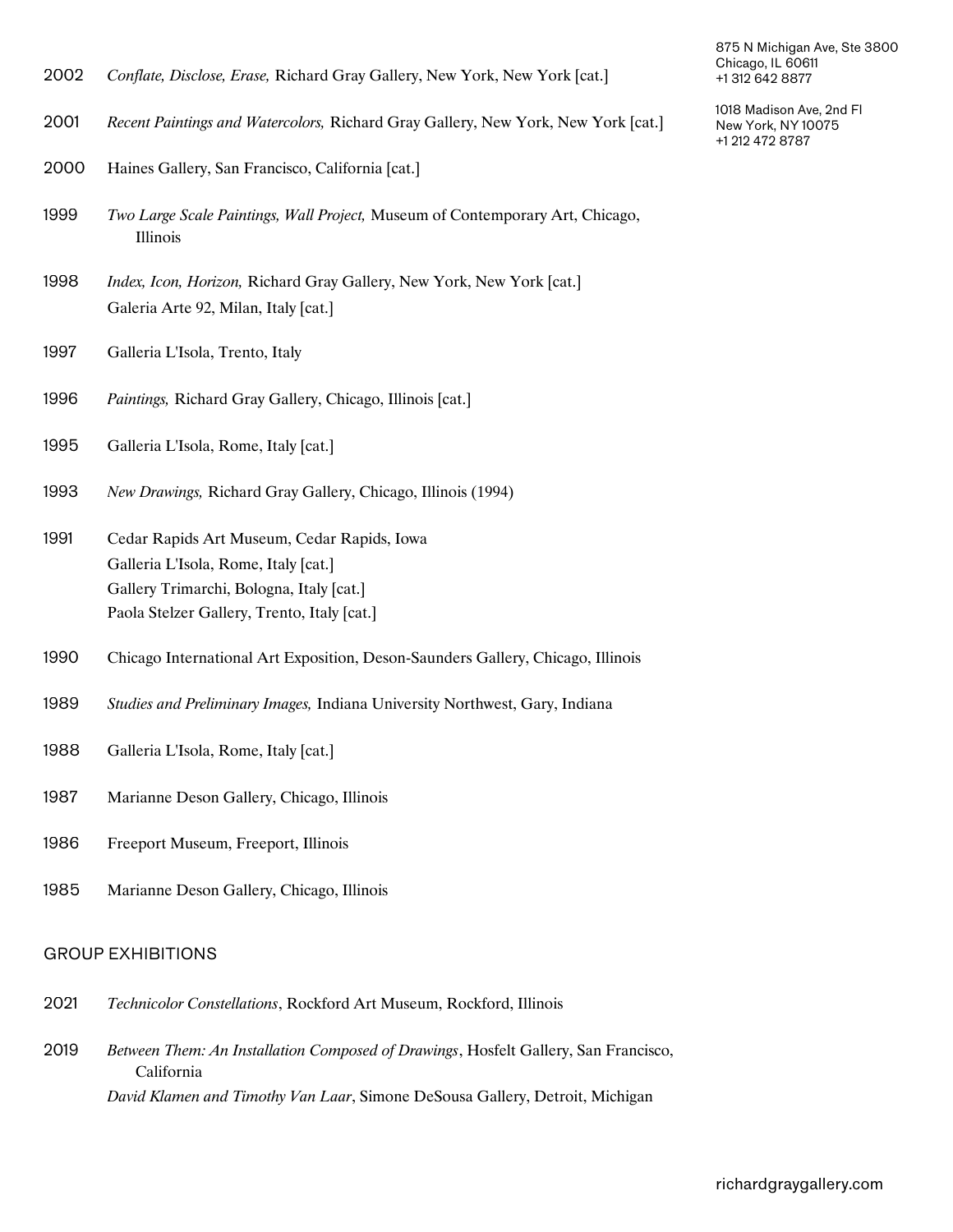2002 *Conflate, Disclose, Erase,* Richard Gray Gallery, New York, New York [cat.]

2001 *Recent Paintings and Watercolors,* Richard Gray Gallery, New York, New York [cat.]

2000 Haines Gallery, San Francisco, California [cat.]

1999 *Two Large Scale Paintings, Wall Project,* Museum of Contemporary Art, Chicago, Illinois

1998 *Index, Icon, Horizon,* Richard Gray Gallery, New York, New York [cat.]
Galeria Arte 92, Milan, Italy [cat.]

1997 Galleria L'Isola, Trento, Italy

1996 *Paintings,* Richard Gray Gallery, Chicago, Illinois [cat.]

1995 Galleria L'Isola, Rome, Italy [cat.]

1993 *New Drawings,* Richard Gray Gallery, Chicago, Illinois (1994)

1991 Cedar Rapids Art Museum, Cedar Rapids, Iowa
Galleria L'Isola, Rome, Italy [cat.]
Gallery Trimarchi, Bologna, Italy [cat.]
Paola Stelzer Gallery, Trento, Italy [cat.]

1990 Chicago International Art Exposition, Deson-Saunders Gallery, Chicago, Illinois

1989 *Studies and Preliminary Images,* Indiana University Northwest, Gary, Indiana

1988 Galleria L'Isola, Rome, Italy [cat.]

1987 Marianne Deson Gallery, Chicago, Illinois

1986 Freeport Museum, Freeport, Illinois

1985 Marianne Deson Gallery, Chicago, Illinois

## GROUP EXHIBITIONS

2021 *Technicolor Constellations*, Rockford Art Museum, Rockford, Illinois

2019 *Between Them: An Installation Composed of Drawings*, Hosfelt Gallery, San Francisco, California
*David Klamen and Timothy Van Laar*, Simone DeSousa Gallery, Detroit, Michigan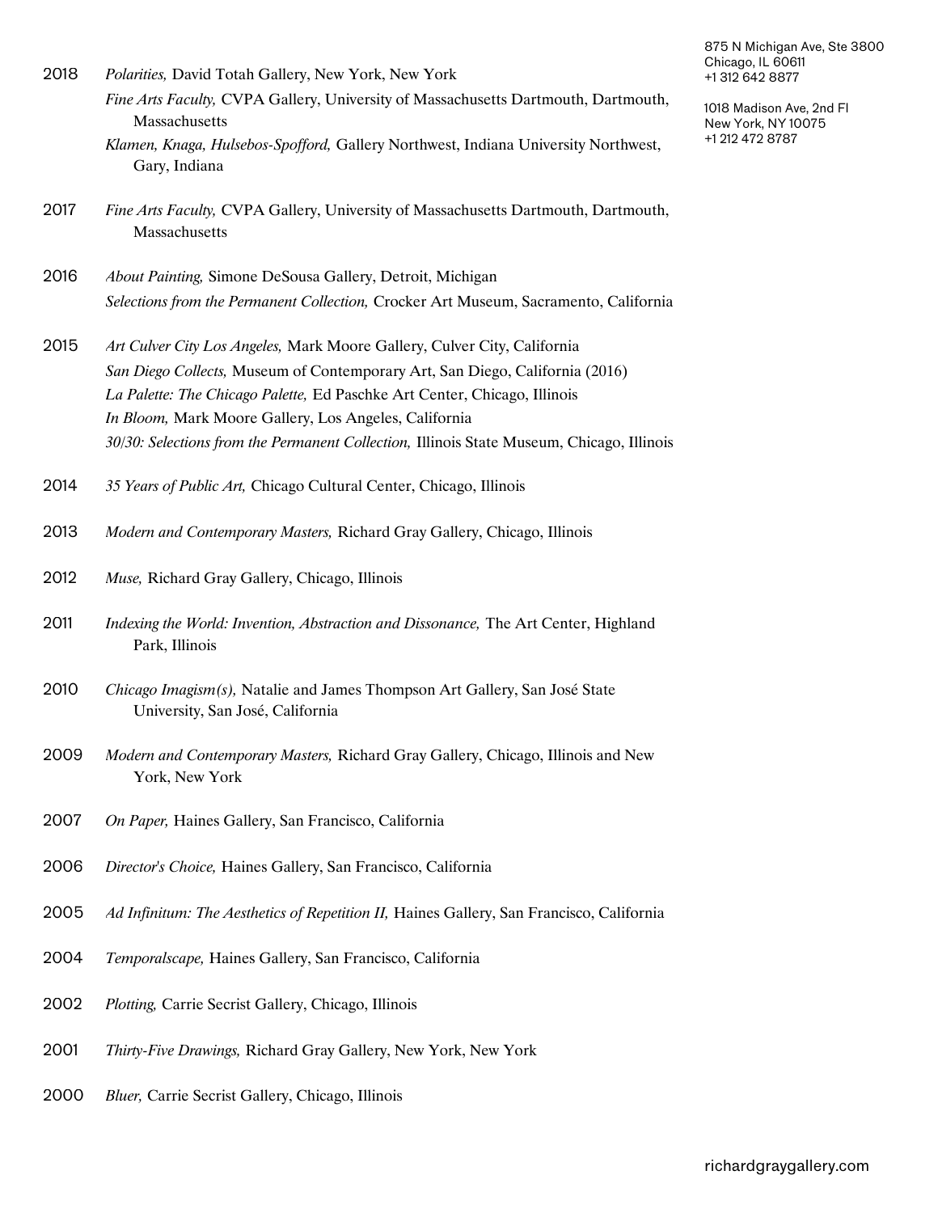875 N Michigan Ave, Ste 3800
Chicago, IL 60611
+1 312 642 8877

1018 Madison Ave, 2nd Fl
New York, NY 10075
+1 212 472 8787

2018 *Polarities,* David Totah Gallery, New York, New York
*Fine Arts Faculty,* CVPA Gallery, University of Massachusetts Dartmouth, Dartmouth, Massachusetts
*Klamen, Knaga, Hulsebos-Spofford,* Gallery Northwest, Indiana University Northwest, Gary, Indiana

2017 *Fine Arts Faculty,* CVPA Gallery, University of Massachusetts Dartmouth, Dartmouth, Massachusetts

2016 *About Painting,* Simone DeSousa Gallery, Detroit, Michigan
*Selections from the Permanent Collection,* Crocker Art Museum, Sacramento, California

2015 *Art Culver City Los Angeles,* Mark Moore Gallery, Culver City, California
*San Diego Collects,* Museum of Contemporary Art, San Diego, California (2016)
*La Palette: The Chicago Palette,* Ed Paschke Art Center, Chicago, Illinois
*In Bloom,* Mark Moore Gallery, Los Angeles, California
*30/30: Selections from the Permanent Collection,* Illinois State Museum, Chicago, Illinois

2014 *35 Years of Public Art,* Chicago Cultural Center, Chicago, Illinois

2013 *Modern and Contemporary Masters,* Richard Gray Gallery, Chicago, Illinois

2012 *Muse,* Richard Gray Gallery, Chicago, Illinois

2011 *Indexing the World: Invention, Abstraction and Dissonance,* The Art Center, Highland Park, Illinois

2010 *Chicago Imagism(s),* Natalie and James Thompson Art Gallery, San José State University, San José, California

2009 *Modern and Contemporary Masters,* Richard Gray Gallery, Chicago, Illinois and New York, New York

2007 *On Paper,* Haines Gallery, San Francisco, California

2006 *Director's Choice,* Haines Gallery, San Francisco, California

2005 *Ad Infinitum: The Aesthetics of Repetition II,* Haines Gallery, San Francisco, California

2004 *Temporalscape,* Haines Gallery, San Francisco, California

2002 *Plotting,* Carrie Secrist Gallery, Chicago, Illinois

2001 *Thirty-Five Drawings,* Richard Gray Gallery, New York, New York

2000 *Bluer,* Carrie Secrist Gallery, Chicago, Illinois

richardgraygallery.com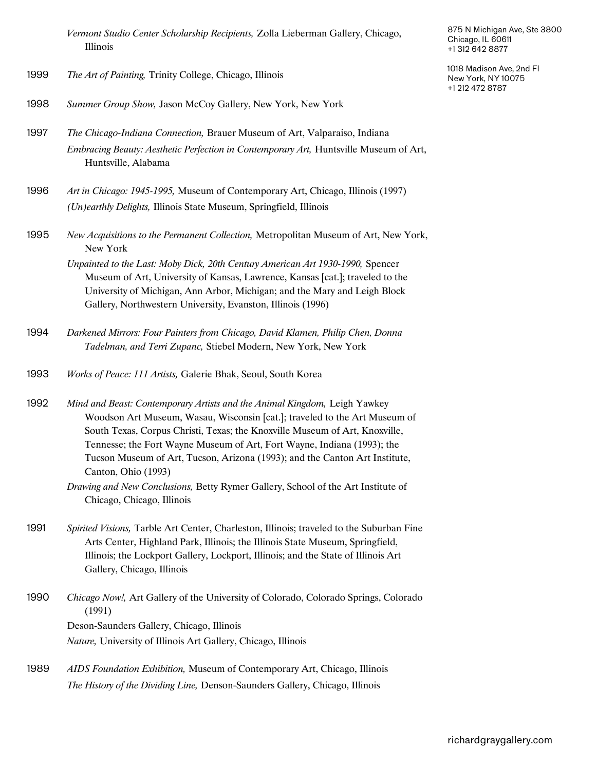*Vermont Studio Center Scholarship Recipients,* Zolla Lieberman Gallery, Chicago, Illinois

1999 *The Art of Painting,* Trinity College, Chicago, Illinois

1998 *Summer Group Show,* Jason McCoy Gallery, New York, New York

1997 *The Chicago-Indiana Connection,* Brauer Museum of Art, Valparaiso, Indiana

*Embracing Beauty: Aesthetic Perfection in Contemporary Art,* Huntsville Museum of Art, Huntsville, Alabama

1996 *Art in Chicago: 1945-1995,* Museum of Contemporary Art, Chicago, Illinois (1997)

*(Un)earthly Delights,* Illinois State Museum, Springfield, Illinois

1995 *New Acquisitions to the Permanent Collection,* Metropolitan Museum of Art, New York, New York

*Unpainted to the Last: Moby Dick, 20th Century American Art 1930-1990,* Spencer Museum of Art, University of Kansas, Lawrence, Kansas [cat.]; traveled to the University of Michigan, Ann Arbor, Michigan; and the Mary and Leigh Block Gallery, Northwestern University, Evanston, Illinois (1996)

1994 *Darkened Mirrors: Four Painters from Chicago, David Klamen, Philip Chen, Donna Tadelman, and Terri Zupanc,* Stiebel Modern, New York, New York

1993 *Works of Peace: 111 Artists,* Galerie Bhak, Seoul, South Korea

1992 *Mind and Beast: Contemporary Artists and the Animal Kingdom,* Leigh Yawkey Woodson Art Museum, Wasau, Wisconsin [cat.]; traveled to the Art Museum of South Texas, Corpus Christi, Texas; the Knoxville Museum of Art, Knoxville, Tennesse; the Fort Wayne Museum of Art, Fort Wayne, Indiana (1993); the Tucson Museum of Art, Tucson, Arizona (1993); and the Canton Art Institute, Canton, Ohio (1993)

*Drawing and New Conclusions,* Betty Rymer Gallery, School of the Art Institute of Chicago, Chicago, Illinois

1991 *Spirited Visions,* Tarble Art Center, Charleston, Illinois; traveled to the Suburban Fine Arts Center, Highland Park, Illinois; the Illinois State Museum, Springfield, Illinois; the Lockport Gallery, Lockport, Illinois; and the State of Illinois Art Gallery, Chicago, Illinois

1990 *Chicago Now!,* Art Gallery of the University of Colorado, Colorado Springs, Colorado (1991)

Deson-Saunders Gallery, Chicago, Illinois

*Nature,* University of Illinois Art Gallery, Chicago, Illinois

1989 *AIDS Foundation Exhibition,* Museum of Contemporary Art, Chicago, Illinois

*The History of the Dividing Line,* Denson-Saunders Gallery, Chicago, Illinois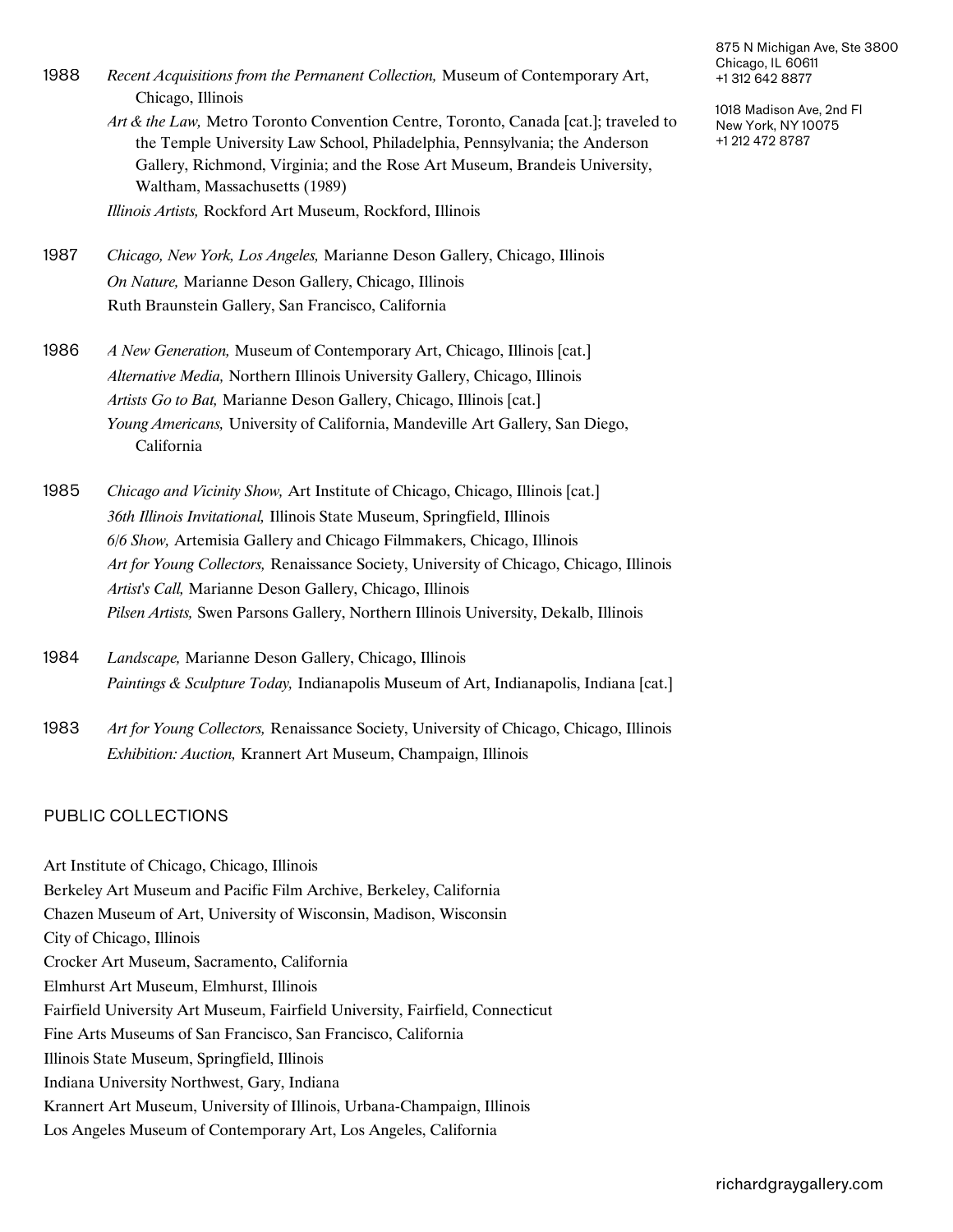1988 *Recent Acquisitions from the Permanent Collection,* Museum of Contemporary Art, Chicago, Illinois
*Art & the Law,* Metro Toronto Convention Centre, Toronto, Canada [cat.]; traveled to the Temple University Law School, Philadelphia, Pennsylvania; the Anderson Gallery, Richmond, Virginia; and the Rose Art Museum, Brandeis University, Waltham, Massachusetts (1989)
*Illinois Artists,* Rockford Art Museum, Rockford, Illinois

1987 *Chicago, New York, Los Angeles,* Marianne Deson Gallery, Chicago, Illinois
*On Nature,* Marianne Deson Gallery, Chicago, Illinois
Ruth Braunstein Gallery, San Francisco, California

1986 *A New Generation,* Museum of Contemporary Art, Chicago, Illinois [cat.]
*Alternative Media,* Northern Illinois University Gallery, Chicago, Illinois
*Artists Go to Bat,* Marianne Deson Gallery, Chicago, Illinois [cat.]
*Young Americans,* University of California, Mandeville Art Gallery, San Diego, California

1985 *Chicago and Vicinity Show,* Art Institute of Chicago, Chicago, Illinois [cat.]
*36th Illinois Invitational,* Illinois State Museum, Springfield, Illinois
*6/6 Show,* Artemisia Gallery and Chicago Filmmakers, Chicago, Illinois
*Art for Young Collectors,* Renaissance Society, University of Chicago, Chicago, Illinois
*Artist's Call,* Marianne Deson Gallery, Chicago, Illinois
*Pilsen Artists,* Swen Parsons Gallery, Northern Illinois University, Dekalb, Illinois

1984 *Landscape,* Marianne Deson Gallery, Chicago, Illinois
*Paintings & Sculpture Today,* Indianapolis Museum of Art, Indianapolis, Indiana [cat.]

1983 *Art for Young Collectors,* Renaissance Society, University of Chicago, Chicago, Illinois
*Exhibition: Auction,* Krannert Art Museum, Champaign, Illinois

## PUBLIC COLLECTIONS

Art Institute of Chicago, Chicago, Illinois
Berkeley Art Museum and Pacific Film Archive, Berkeley, California
Chazen Museum of Art, University of Wisconsin, Madison, Wisconsin
City of Chicago, Illinois
Crocker Art Museum, Sacramento, California
Elmhurst Art Museum, Elmhurst, Illinois
Fairfield University Art Museum, Fairfield University, Fairfield, Connecticut
Fine Arts Museums of San Francisco, San Francisco, California
Illinois State Museum, Springfield, Illinois
Indiana University Northwest, Gary, Indiana
Krannert Art Museum, University of Illinois, Urbana-Champaign, Illinois
Los Angeles Museum of Contemporary Art, Los Angeles, California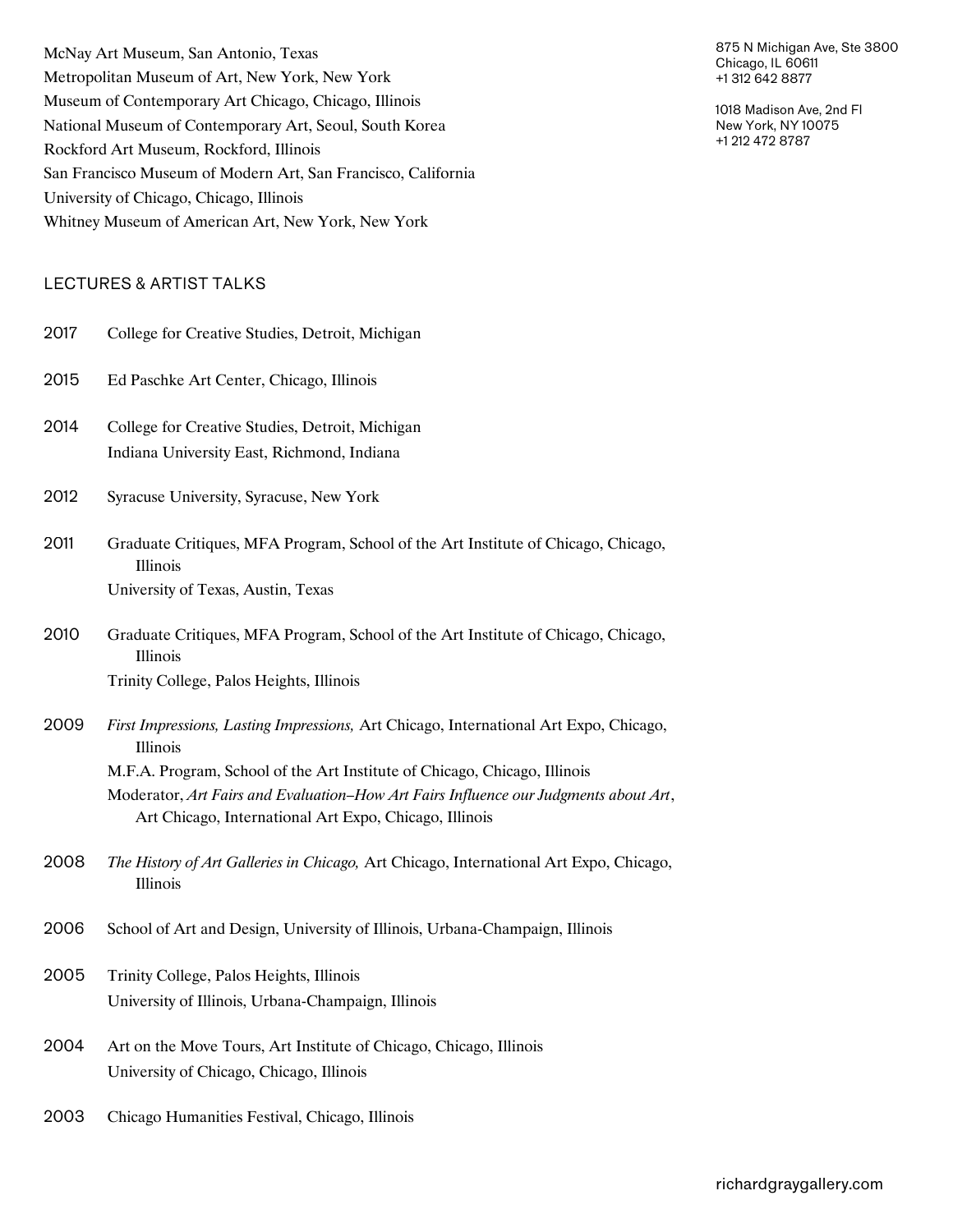McNay Art Museum, San Antonio, Texas
Metropolitan Museum of Art, New York, New York
Museum of Contemporary Art Chicago, Chicago, Illinois
National Museum of Contemporary Art, Seoul, South Korea
Rockford Art Museum, Rockford, Illinois
San Francisco Museum of Modern Art, San Francisco, California
University of Chicago, Chicago, Illinois
Whitney Museum of American Art, New York, New York

## LECTURES & ARTIST TALKS

2017 College for Creative Studies, Detroit, Michigan

2015 Ed Paschke Art Center, Chicago, Illinois

2014 College for Creative Studies, Detroit, Michigan
Indiana University East, Richmond, Indiana

2012 Syracuse University, Syracuse, New York

2011 Graduate Critiques, MFA Program, School of the Art Institute of Chicago, Chicago, Illinois
University of Texas, Austin, Texas

2010 Graduate Critiques, MFA Program, School of the Art Institute of Chicago, Chicago, Illinois
Trinity College, Palos Heights, Illinois

2009 *First Impressions, Lasting Impressions,* Art Chicago, International Art Expo, Chicago, Illinois
M.F.A. Program, School of the Art Institute of Chicago, Chicago, Illinois
Moderator, *Art Fairs and Evaluation–How Art Fairs Influence our Judgments about Art*, Art Chicago, International Art Expo, Chicago, Illinois

2008 *The History of Art Galleries in Chicago,* Art Chicago, International Art Expo, Chicago, Illinois

2006 School of Art and Design, University of Illinois, Urbana-Champaign, Illinois

2005 Trinity College, Palos Heights, Illinois
University of Illinois, Urbana-Champaign, Illinois

2004 Art on the Move Tours, Art Institute of Chicago, Chicago, Illinois
University of Chicago, Chicago, Illinois

2003 Chicago Humanities Festival, Chicago, Illinois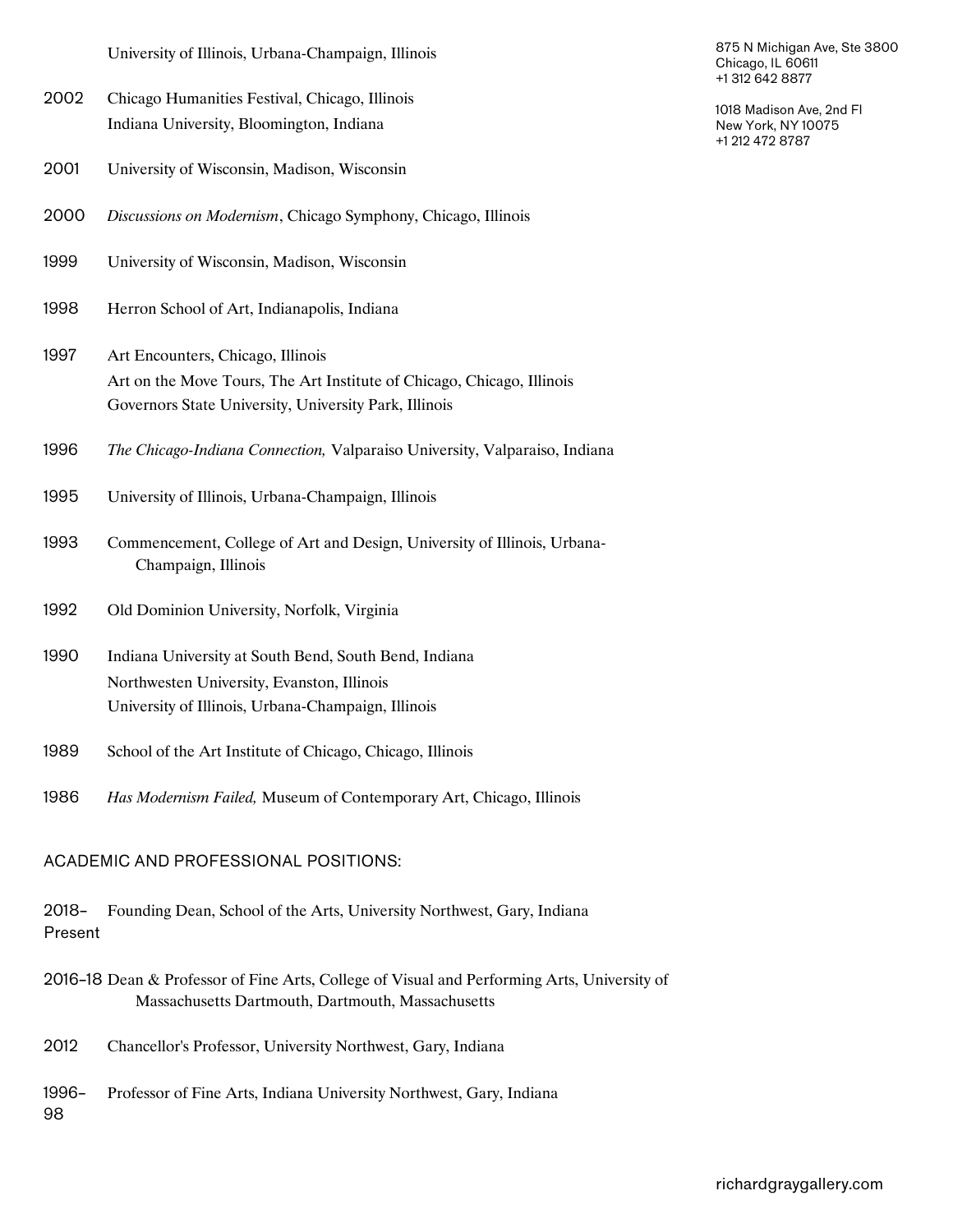University of Illinois, Urbana-Champaign, Illinois

2002 Chicago Humanities Festival, Chicago, Illinois
Indiana University, Bloomington, Indiana

2001 University of Wisconsin, Madison, Wisconsin

2000 *Discussions on Modernism*, Chicago Symphony, Chicago, Illinois

1999 University of Wisconsin, Madison, Wisconsin

1998 Herron School of Art, Indianapolis, Indiana

1997 Art Encounters, Chicago, Illinois
Art on the Move Tours, The Art Institute of Chicago, Chicago, Illinois
Governors State University, University Park, Illinois

1996 *The Chicago-Indiana Connection,* Valparaiso University, Valparaiso, Indiana

1995 University of Illinois, Urbana-Champaign, Illinois

1993 Commencement, College of Art and Design, University of Illinois, Urbana-Champaign, Illinois

1992 Old Dominion University, Norfolk, Virginia

1990 Indiana University at South Bend, South Bend, Indiana
Northwesten University, Evanston, Illinois
University of Illinois, Urbana-Champaign, Illinois

1989 School of the Art Institute of Chicago, Chicago, Illinois

1986 *Has Modernism Failed,* Museum of Contemporary Art, Chicago, Illinois

## ACADEMIC AND PROFESSIONAL POSITIONS:

2018–Present Founding Dean, School of the Arts, University Northwest, Gary, Indiana

2016–18 Dean & Professor of Fine Arts, College of Visual and Performing Arts, University of Massachusetts Dartmouth, Dartmouth, Massachusetts

2012 Chancellor's Professor, University Northwest, Gary, Indiana

1996–98 Professor of Fine Arts, Indiana University Northwest, Gary, Indiana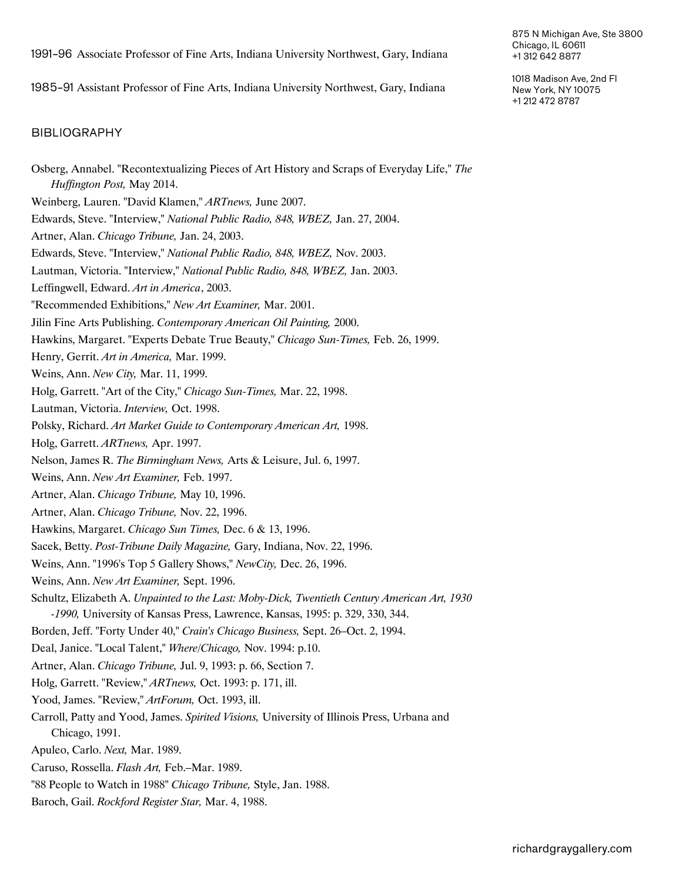1991–96 Associate Professor of Fine Arts, Indiana University Northwest, Gary, Indiana

1985–91 Assistant Professor of Fine Arts, Indiana University Northwest, Gary, Indiana

## BIBLIOGRAPHY

Osberg, Annabel. "Recontextualizing Pieces of Art History and Scraps of Everyday Life," *The Huffington Post,* May 2014.

Weinberg, Lauren. "David Klamen," *ARTnews,* June 2007.

Edwards, Steve. "Interview," *National Public Radio, 848, WBEZ,* Jan. 27, 2004.

Artner, Alan. *Chicago Tribune,* Jan. 24, 2003.

Edwards, Steve. "Interview," *National Public Radio, 848, WBEZ,* Nov. 2003.

Lautman, Victoria. "Interview," *National Public Radio, 848, WBEZ,* Jan. 2003.

Leffingwell, Edward. *Art in America*, 2003.

"Recommended Exhibitions," *New Art Examiner,* Mar. 2001.

Jilin Fine Arts Publishing. *Contemporary American Oil Painting,* 2000.

Hawkins, Margaret. "Experts Debate True Beauty," *Chicago Sun-Times,* Feb. 26, 1999.

Henry, Gerrit. *Art in America,* Mar. 1999.

Weins, Ann. *New City,* Mar. 11, 1999.

Holg, Garrett. "Art of the City," *Chicago Sun-Times,* Mar. 22, 1998.

Lautman, Victoria. *Interview,* Oct. 1998.

Polsky, Richard. *Art Market Guide to Contemporary American Art,* 1998.

Holg, Garrett. *ARTnews,* Apr. 1997.

Nelson, James R. *The Birmingham News,* Arts & Leisure, Jul. 6, 1997.

Weins, Ann. *New Art Examiner,* Feb. 1997.

Artner, Alan. *Chicago Tribune,* May 10, 1996.

Artner, Alan. *Chicago Tribune,* Nov. 22, 1996.

Hawkins, Margaret. *Chicago Sun Times,* Dec. 6 & 13, 1996.

Sacek, Betty. *Post-Tribune Daily Magazine,* Gary, Indiana, Nov. 22, 1996.

Weins, Ann. "1996's Top 5 Gallery Shows," *NewCity,* Dec. 26, 1996.

Weins, Ann. *New Art Examiner,* Sept. 1996.

Schultz, Elizabeth A. *Unpainted to the Last: Moby-Dick, Twentieth Century American Art, 1930 -1990,* University of Kansas Press, Lawrence, Kansas, 1995: p. 329, 330, 344.

Borden, Jeff. "Forty Under 40," *Crain's Chicago Business,* Sept. 26–Oct. 2, 1994.

Deal, Janice. "Local Talent," *Where/Chicago,* Nov. 1994: p.10.

Artner, Alan. *Chicago Tribune,* Jul. 9, 1993: p. 66, Section 7.

Holg, Garrett. "Review," *ARTnews,* Oct. 1993: p. 171, ill.

Yood, James. "Review," *ArtForum,* Oct. 1993, ill.

Carroll, Patty and Yood, James. *Spirited Visions,* University of Illinois Press, Urbana and Chicago, 1991.

Apuleo, Carlo. *Next,* Mar. 1989.

Caruso, Rossella. *Flash Art,* Feb.–Mar. 1989.

"88 People to Watch in 1988" *Chicago Tribune,* Style, Jan. 1988.

Baroch, Gail. *Rockford Register Star,* Mar. 4, 1988.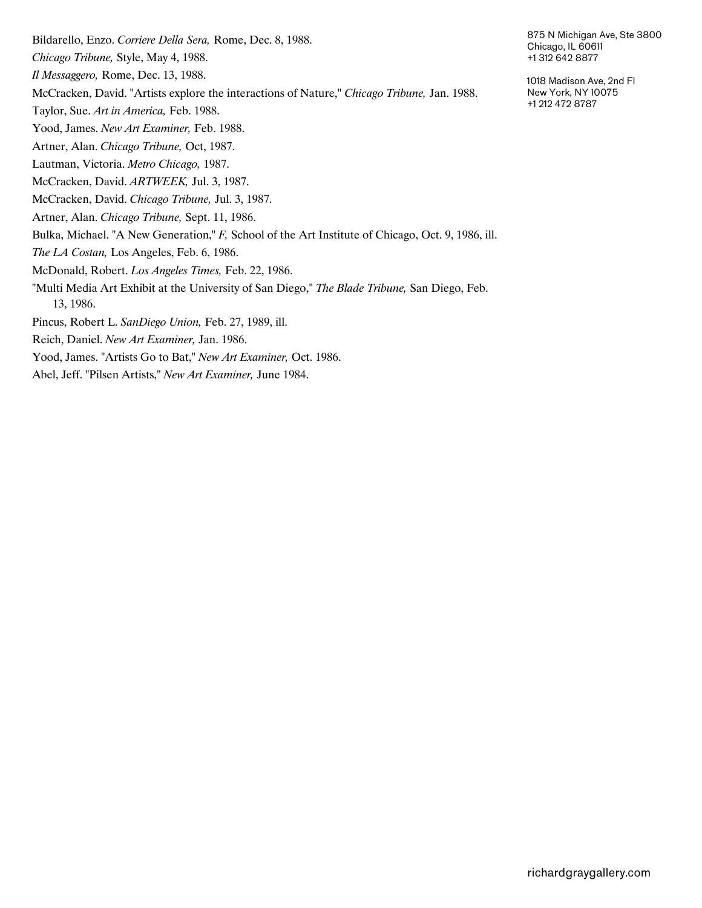Bildarello, Enzo. *Corriere Della Sera,* Rome, Dec. 8, 1988.

*Chicago Tribune,* Style, May 4, 1988.

*Il Messaggero,* Rome, Dec. 13, 1988.

McCracken, David. "Artists explore the interactions of Nature," *Chicago Tribune,* Jan. 1988.

Taylor, Sue. *Art in America,* Feb. 1988.

Yood, James. *New Art Examiner,* Feb. 1988.

Artner, Alan. *Chicago Tribune,* Oct, 1987.

Lautman, Victoria. *Metro Chicago,* 1987.

McCracken, David. *ARTWEEK,* Jul. 3, 1987.

McCracken, David. *Chicago Tribune,* Jul. 3, 1987.

Artner, Alan. *Chicago Tribune,* Sept. 11, 1986.

Bulka, Michael. "A New Generation," *F,* School of the Art Institute of Chicago, Oct. 9, 1986, ill.

*The LA Costan,* Los Angeles, Feb. 6, 1986.

McDonald, Robert. *Los Angeles Times,* Feb. 22, 1986.

"Multi Media Art Exhibit at the University of San Diego," *The Blade Tribune,* San Diego, Feb. 13, 1986.

Pincus, Robert L. *SanDiego Union,* Feb. 27, 1989, ill.

Reich, Daniel. *New Art Examiner,* Jan. 1986.

Yood, James. "Artists Go to Bat," *New Art Examiner,* Oct. 1986.

Abel, Jeff. "Pilsen Artists," *New Art Examiner,* June 1984.